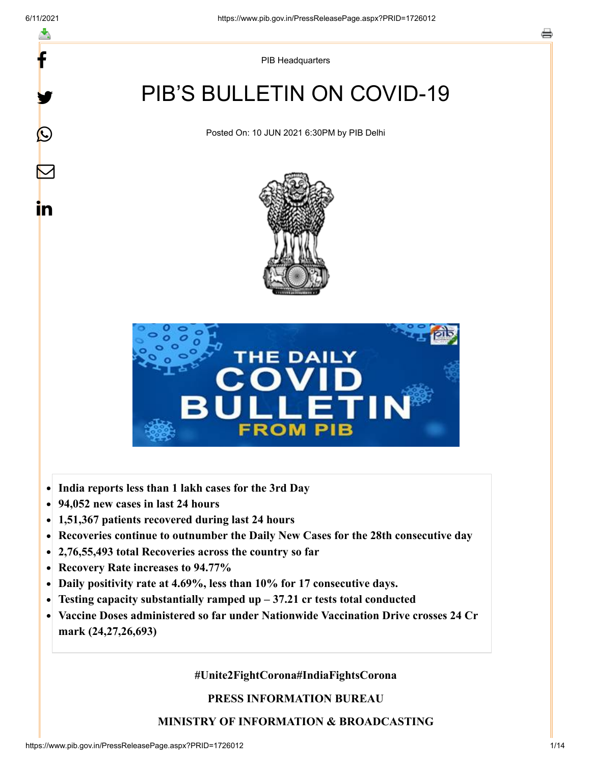PIB Headquarters

# PIB'S BULLETIN ON COVID-19

Posted On: 10 JUN 2021 6:30PM by PIB Delhi

- **India reports less than 1 lakh cases for the 3rd Day**
- **94,052 new cases in last 24 hours**
- **1,51,367 patients recovered during last 24 hours**
- **Recoveries continue to outnumber the Daily New Cases for the 28th consecutive day**
- **2,76,55,493 total Recoveries across the country so far**
- **Recovery Rate increases to 94.77%**
- **Daily positivity rate at 4.69%, less than 10% for 17 consecutive days.**
- **Testing capacity substantially ramped up – 37.21 cr tests total conducted**
- **Vaccine Doses administered so far under Nationwide Vaccination Drive crosses 24 Cr mark (24,27,26,693)**

**#Unite2FightCorona#IndiaFightsCorona**

**PRESS INFORMATION BUREAU**

**MINISTRY OF INFORMATION & BROADCASTING**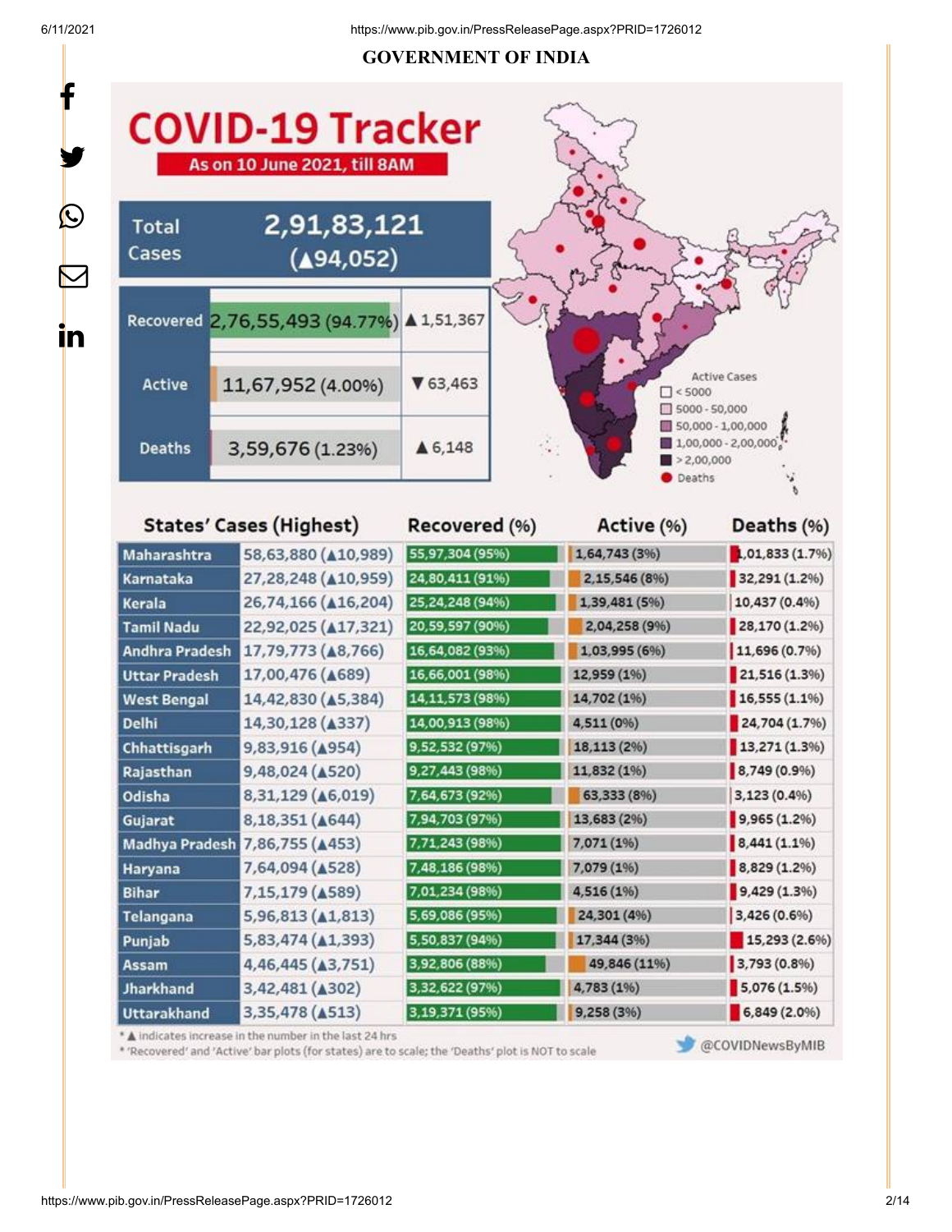# GOVERNMENT OF INDIA

## COVID-19 Tracker

**As on 10 June 2021, till 8AM**

| | | |
|---|---|---|
| Total Cases | 2,91,83,121 (▲94,052) | |
| Recovered | 2,76,55,493 (94.77%) | ▲1,51,367 |
| Active | 11,67,952 (4.00%) | ▼63,463 |
| Deaths | 3,59,676 (1.23%) | ▲6,148 |

Active Cases
- < 5000
- 5000 - 50,000
- 50,000 - 1,00,000
- 1,00,000 - 2,00,000
- > 2,00,000
- Deaths

| States' Cases (Highest) | | Recovered (%) | Active (%) | Deaths (%) |
|---|---|---|---|---|
| Maharashtra | 58,63,880 (▲10,989) | 55,97,304 (95%) | 1,64,743 (3%) | 1,01,833 (1.7%) |
| Karnataka | 27,28,248 (▲10,959) | 24,80,411 (91%) | 2,15,546 (8%) | 32,291 (1.2%) |
| Kerala | 26,74,166 (▲16,204) | 25,24,248 (94%) | 1,39,481 (5%) | 10,437 (0.4%) |
| Tamil Nadu | 22,92,025 (▲17,321) | 20,59,597 (90%) | 2,04,258 (9%) | 28,170 (1.2%) |
| Andhra Pradesh | 17,79,773 (▲8,766) | 16,64,082 (93%) | 1,03,995 (6%) | 11,696 (0.7%) |
| Uttar Pradesh | 17,00,476 (▲689) | 16,66,001 (98%) | 12,959 (1%) | 21,516 (1.3%) |
| West Bengal | 14,42,830 (▲5,384) | 14,11,573 (98%) | 14,702 (1%) | 16,555 (1.1%) |
| Delhi | 14,30,128 (▲337) | 14,00,913 (98%) | 4,511 (0%) | 24,704 (1.7%) |
| Chhattisgarh | 9,83,916 (▲954) | 9,52,532 (97%) | 18,113 (2%) | 13,271 (1.3%) |
| Rajasthan | 9,48,024 (▲520) | 9,27,443 (98%) | 11,832 (1%) | 8,749 (0.9%) |
| Odisha | 8,31,129 (▲6,019) | 7,64,673 (92%) | 63,333 (8%) | 3,123 (0.4%) |
| Gujarat | 8,18,351 (▲644) | 7,94,703 (97%) | 13,683 (2%) | 9,965 (1.2%) |
| Madhya Pradesh | 7,86,755 (▲453) | 7,71,243 (98%) | 7,071 (1%) | 8,441 (1.1%) |
| Haryana | 7,64,094 (▲528) | 7,48,186 (98%) | 7,079 (1%) | 8,829 (1.2%) |
| Bihar | 7,15,179 (▲589) | 7,01,234 (98%) | 4,516 (1%) | 9,429 (1.3%) |
| Telangana | 5,96,813 (▲1,813) | 5,69,086 (95%) | 24,301 (4%) | 3,426 (0.6%) |
| Punjab | 5,83,474 (▲1,393) | 5,50,837 (94%) | 17,344 (3%) | 15,293 (2.6%) |
| Assam | 4,46,445 (▲3,751) | 3,92,806 (88%) | 49,846 (11%) | 3,793 (0.8%) |
| Jharkhand | 3,42,481 (▲302) | 3,32,622 (97%) | 4,783 (1%) | 5,076 (1.5%) |
| Uttarakhand | 3,35,478 (▲513) | 3,19,371 (95%) | 9,258 (3%) | 6,849 (2.0%) |

* ▲ indicates increase in the number in the last 24 hrs
* 'Recovered' and 'Active' bar plots (for states) are to scale; the 'Deaths' plot is NOT to scale

@COVIDNewsByMIB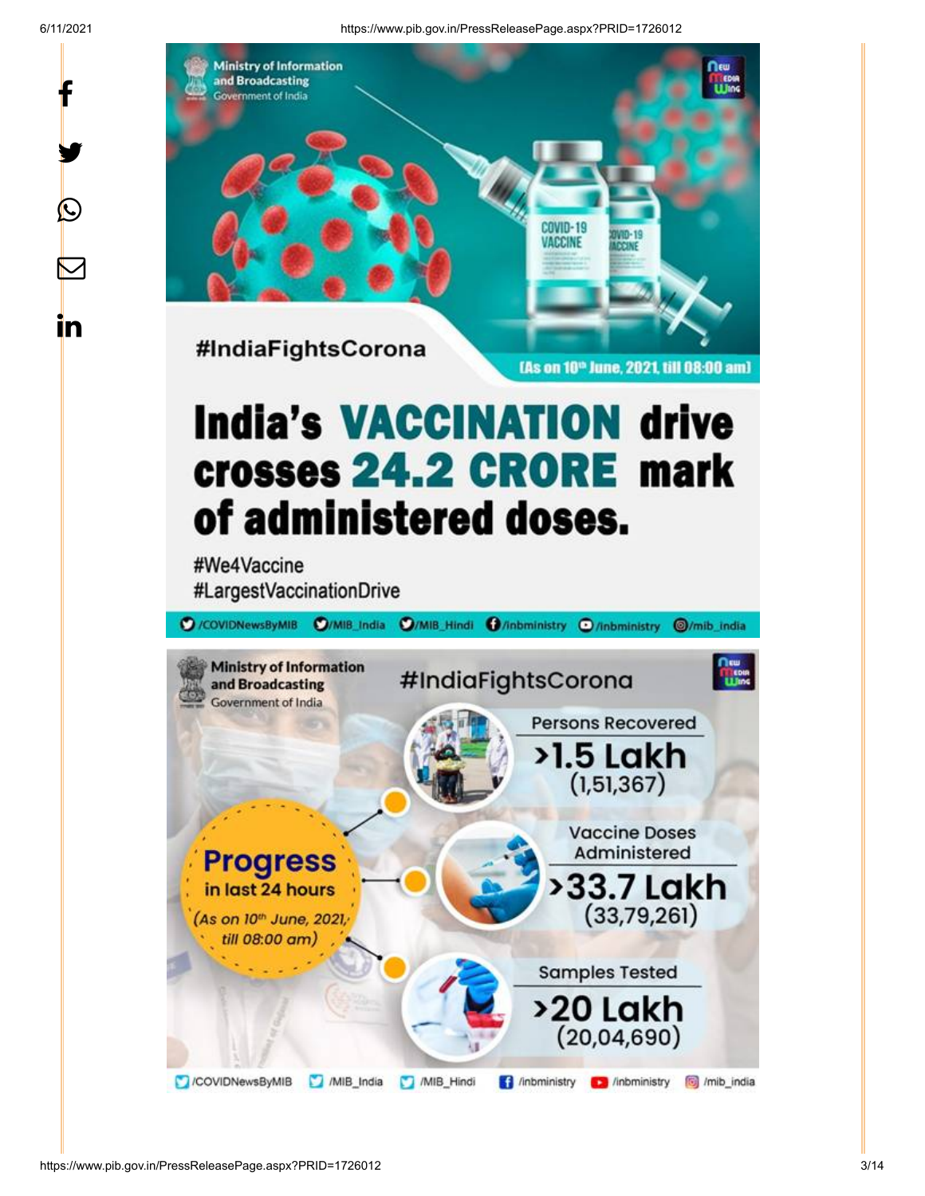Ministry of Information and Broadcasting
Government of India

#IndiaFightsCorona

(As on 10th June, 2021, till 08:00 am)

# India's VACCINATION drive crosses 24.2 CRORE mark of administered doses.

#We4Vaccine
#LargestVaccinationDrive

/COVIDNewsByMIB /MIB_India /MIB_Hindi /inbministry /inbministry /mib_india

Ministry of Information and Broadcasting
Government of India

#IndiaFightsCorona

**Progress** in last 24 hours
(As on 10th June, 2021, till 08:00 am)

Persons Recovered
**>1.5 Lakh**
(1,51,367)

Vaccine Doses Administered
**>33.7 Lakh**
(33,79,261)

Samples Tested
**>20 Lakh**
(20,04,690)

/COVIDNewsByMIB /MIB_India /MIB_Hindi /inbministry /inbministry /mib_india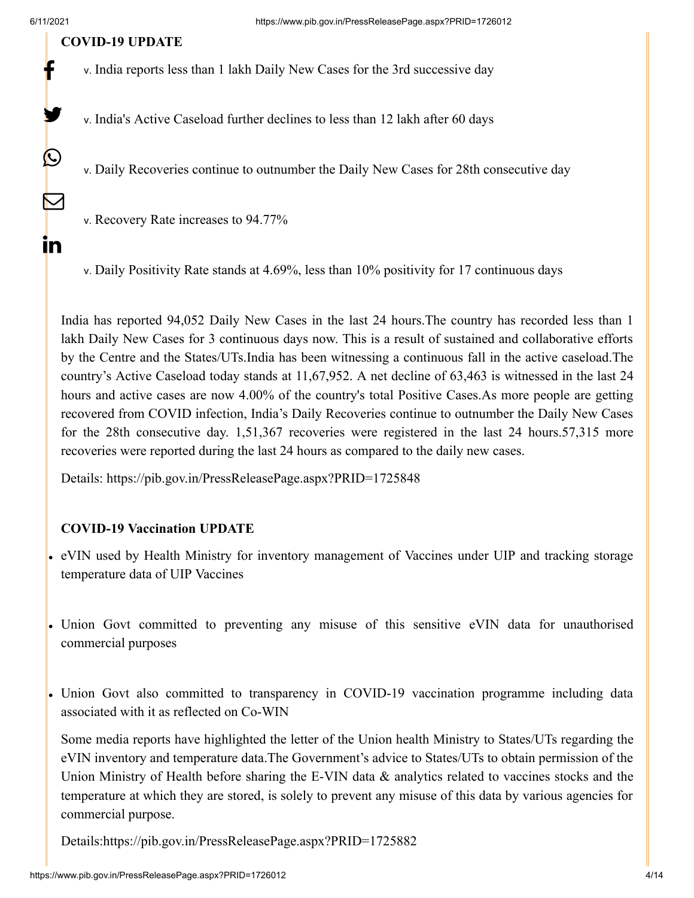**COVID-19 UPDATE**

- India reports less than 1 lakh Daily New Cases for the 3rd successive day
- India's Active Caseload further declines to less than 12 lakh after 60 days
- Daily Recoveries continue to outnumber the Daily New Cases for 28th consecutive day
- Recovery Rate increases to 94.77%
- Daily Positivity Rate stands at 4.69%, less than 10% positivity for 17 continuous days

India has reported 94,052 Daily New Cases in the last 24 hours.The country has recorded less than 1 lakh Daily New Cases for 3 continuous days now. This is a result of sustained and collaborative efforts by the Centre and the States/UTs.India has been witnessing a continuous fall in the active caseload.The country's Active Caseload today stands at 11,67,952. A net decline of 63,463 is witnessed in the last 24 hours and active cases are now 4.00% of the country's total Positive Cases.As more people are getting recovered from COVID infection, India's Daily Recoveries continue to outnumber the Daily New Cases for the 28th consecutive day. 1,51,367 recoveries were registered in the last 24 hours.57,315 more recoveries were reported during the last 24 hours as compared to the daily new cases.

Details: https://pib.gov.in/PressReleasePage.aspx?PRID=1725848

**COVID-19 Vaccination UPDATE**

- eVIN used by Health Ministry for inventory management of Vaccines under UIP and tracking storage temperature data of UIP Vaccines
- Union Govt committed to preventing any misuse of this sensitive eVIN data for unauthorised commercial purposes
- Union Govt also committed to transparency in COVID-19 vaccination programme including data associated with it as reflected on Co-WIN

Some media reports have highlighted the letter of the Union health Ministry to States/UTs regarding the eVIN inventory and temperature data.The Government's advice to States/UTs to obtain permission of the Union Ministry of Health before sharing the E-VIN data & analytics related to vaccines stocks and the temperature at which they are stored, is solely to prevent any misuse of this data by various agencies for commercial purpose.

Details:https://pib.gov.in/PressReleasePage.aspx?PRID=1725882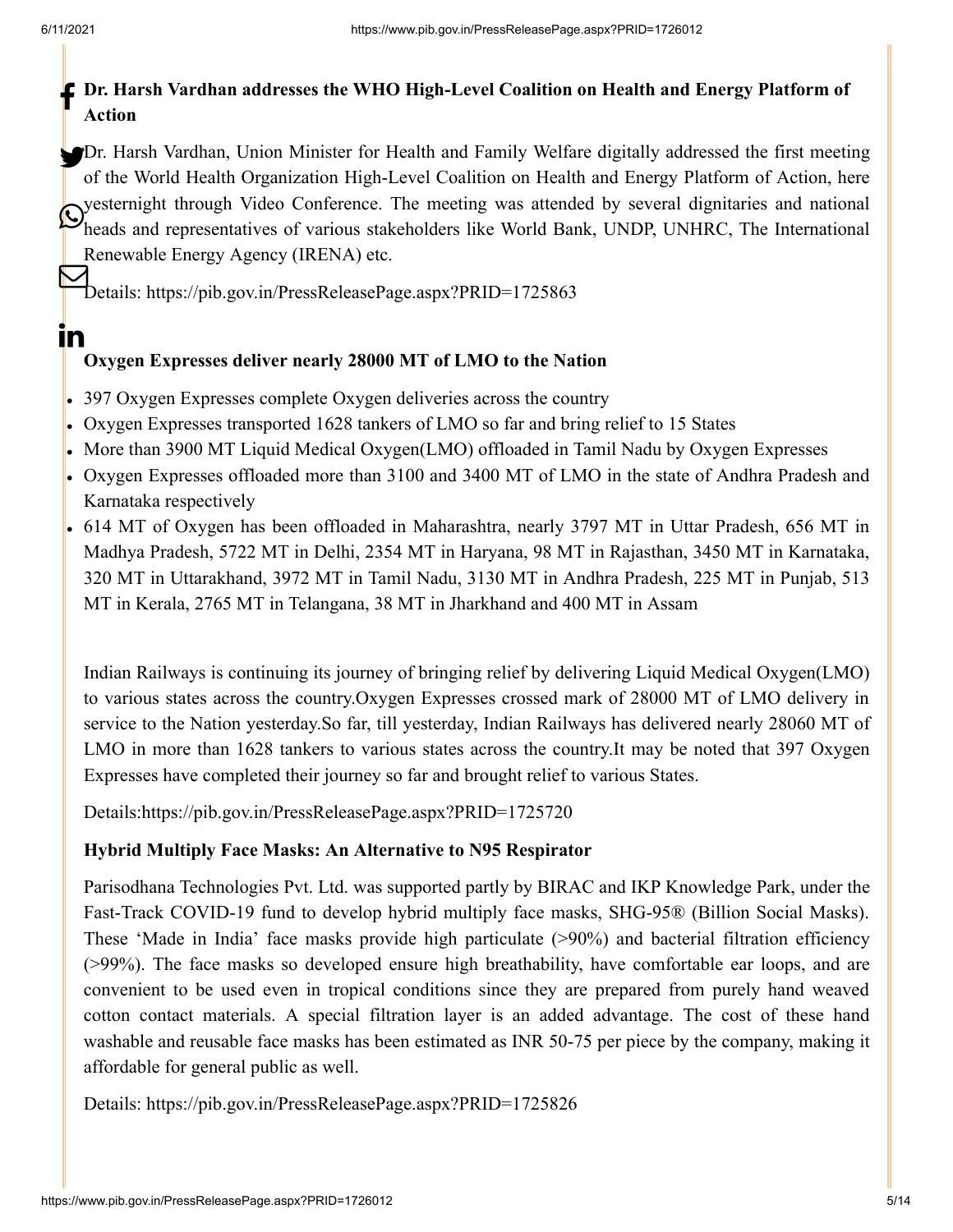**Dr. Harsh Vardhan addresses the WHO High-Level Coalition on Health and Energy Platform of Action**

Dr. Harsh Vardhan, Union Minister for Health and Family Welfare digitally addressed the first meeting of the World Health Organization High-Level Coalition on Health and Energy Platform of Action, here yesternight through Video Conference. The meeting was attended by several dignitaries and national heads and representatives of various stakeholders like World Bank, UNDP, UNHRC, The International Renewable Energy Agency (IRENA) etc.

Details: https://pib.gov.in/PressReleasePage.aspx?PRID=1725863

**Oxygen Expresses deliver nearly 28000 MT of LMO to the Nation**

- 397 Oxygen Expresses complete Oxygen deliveries across the country
- Oxygen Expresses transported 1628 tankers of LMO so far and bring relief to 15 States
- More than 3900 MT Liquid Medical Oxygen(LMO) offloaded in Tamil Nadu by Oxygen Expresses
- Oxygen Expresses offloaded more than 3100 and 3400 MT of LMO in the state of Andhra Pradesh and Karnataka respectively
- 614 MT of Oxygen has been offloaded in Maharashtra, nearly 3797 MT in Uttar Pradesh, 656 MT in Madhya Pradesh, 5722 MT in Delhi, 2354 MT in Haryana, 98 MT in Rajasthan, 3450 MT in Karnataka, 320 MT in Uttarakhand, 3972 MT in Tamil Nadu, 3130 MT in Andhra Pradesh, 225 MT in Punjab, 513 MT in Kerala, 2765 MT in Telangana, 38 MT in Jharkhand and 400 MT in Assam

Indian Railways is continuing its journey of bringing relief by delivering Liquid Medical Oxygen(LMO) to various states across the country.Oxygen Expresses crossed mark of 28000 MT of LMO delivery in service to the Nation yesterday.So far, till yesterday, Indian Railways has delivered nearly 28060 MT of LMO in more than 1628 tankers to various states across the country.It may be noted that 397 Oxygen Expresses have completed their journey so far and brought relief to various States.

Details:https://pib.gov.in/PressReleasePage.aspx?PRID=1725720

**Hybrid Multiply Face Masks: An Alternative to N95 Respirator**

Parisodhana Technologies Pvt. Ltd. was supported partly by BIRAC and IKP Knowledge Park, under the Fast-Track COVID-19 fund to develop hybrid multiply face masks, SHG-95® (Billion Social Masks). These 'Made in India' face masks provide high particulate (>90%) and bacterial filtration efficiency (>99%). The face masks so developed ensure high breathability, have comfortable ear loops, and are convenient to be used even in tropical conditions since they are prepared from purely hand weaved cotton contact materials. A special filtration layer is an added advantage. The cost of these hand washable and reusable face masks has been estimated as INR 50-75 per piece by the company, making it affordable for general public as well.

Details: https://pib.gov.in/PressReleasePage.aspx?PRID=1725826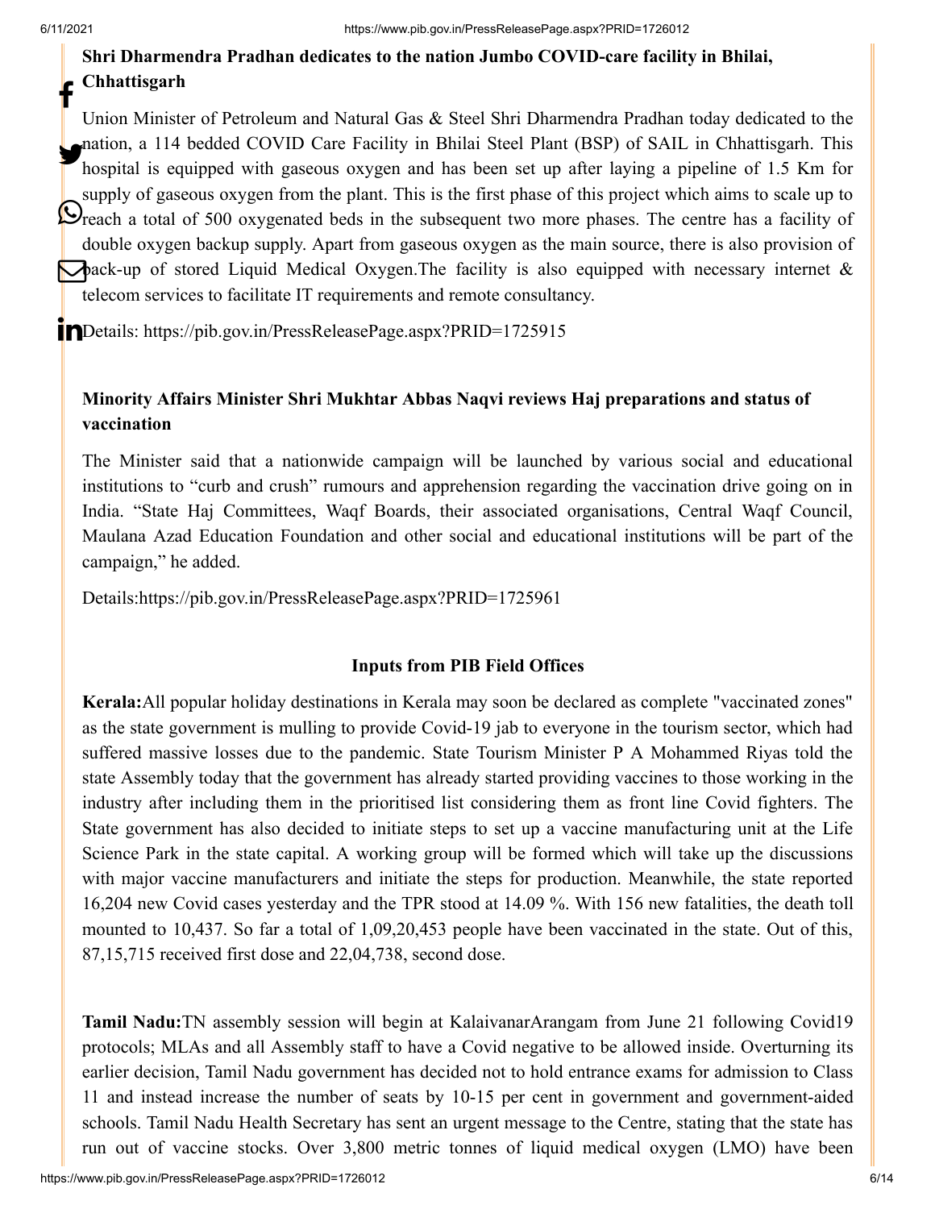**Shri Dharmendra Pradhan dedicates to the nation Jumbo COVID-care facility in Bhilai, Chhattisgarh**

Union Minister of Petroleum and Natural Gas & Steel Shri Dharmendra Pradhan today dedicated to the nation, a 114 bedded COVID Care Facility in Bhilai Steel Plant (BSP) of SAIL in Chhattisgarh. This hospital is equipped with gaseous oxygen and has been set up after laying a pipeline of 1.5 Km for supply of gaseous oxygen from the plant. This is the first phase of this project which aims to scale up to reach a total of 500 oxygenated beds in the subsequent two more phases. The centre has a facility of double oxygen backup supply. Apart from gaseous oxygen as the main source, there is also provision of back-up of stored Liquid Medical Oxygen.The facility is also equipped with necessary internet & telecom services to facilitate IT requirements and remote consultancy.

Details: https://pib.gov.in/PressReleasePage.aspx?PRID=1725915

**Minority Affairs Minister Shri Mukhtar Abbas Naqvi reviews Haj preparations and status of vaccination**

The Minister said that a nationwide campaign will be launched by various social and educational institutions to "curb and crush" rumours and apprehension regarding the vaccination drive going on in India. "State Haj Committees, Waqf Boards, their associated organisations, Central Waqf Council, Maulana Azad Education Foundation and other social and educational institutions will be part of the campaign," he added.

Details:https://pib.gov.in/PressReleasePage.aspx?PRID=1725961

**Inputs from PIB Field Offices**

**Kerala:**All popular holiday destinations in Kerala may soon be declared as complete "vaccinated zones" as the state government is mulling to provide Covid-19 jab to everyone in the tourism sector, which had suffered massive losses due to the pandemic. State Tourism Minister P A Mohammed Riyas told the state Assembly today that the government has already started providing vaccines to those working in the industry after including them in the prioritised list considering them as front line Covid fighters. The State government has also decided to initiate steps to set up a vaccine manufacturing unit at the Life Science Park in the state capital. A working group will be formed which will take up the discussions with major vaccine manufacturers and initiate the steps for production. Meanwhile, the state reported 16,204 new Covid cases yesterday and the TPR stood at 14.09 %. With 156 new fatalities, the death toll mounted to 10,437. So far a total of 1,09,20,453 people have been vaccinated in the state. Out of this, 87,15,715 received first dose and 22,04,738, second dose.

**Tamil Nadu:**TN assembly session will begin at KalaivanarArangam from June 21 following Covid19 protocols; MLAs and all Assembly staff to have a Covid negative to be allowed inside. Overturning its earlier decision, Tamil Nadu government has decided not to hold entrance exams for admission to Class 11 and instead increase the number of seats by 10-15 per cent in government and government-aided schools. Tamil Nadu Health Secretary has sent an urgent message to the Centre, stating that the state has run out of vaccine stocks. Over 3,800 metric tonnes of liquid medical oxygen (LMO) have been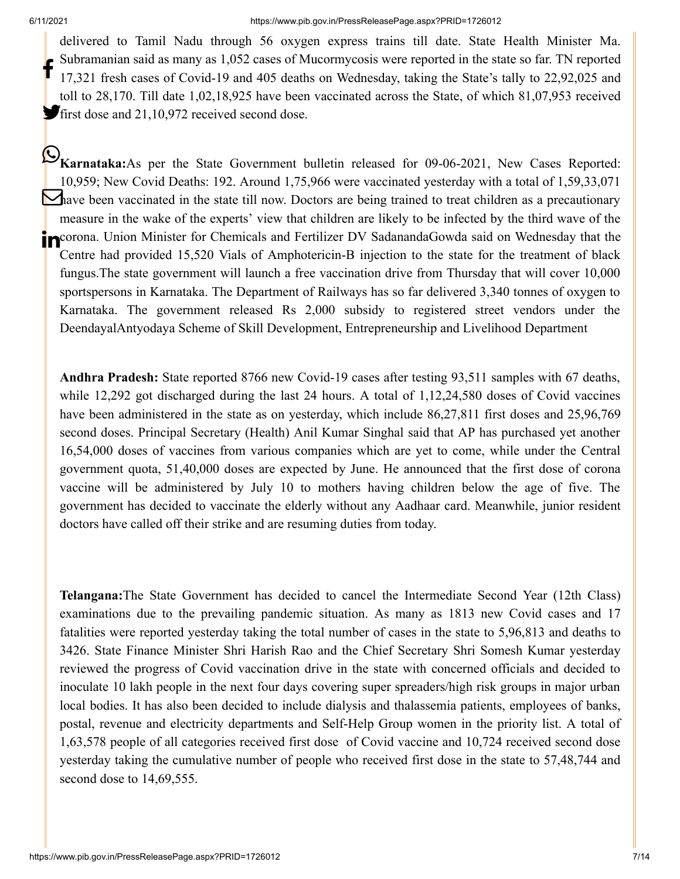delivered to Tamil Nadu through 56 oxygen express trains till date. State Health Minister Ma. Subramanian said as many as 1,052 cases of Mucormycosis were reported in the state so far. TN reported 17,321 fresh cases of Covid-19 and 405 deaths on Wednesday, taking the State's tally to 22,92,025 and toll to 28,170. Till date 1,02,18,925 have been vaccinated across the State, of which 81,07,953 received first dose and 21,10,972 received second dose.

**Karnataka:**As per the State Government bulletin released for 09-06-2021, New Cases Reported: 10,959; New Covid Deaths: 192. Around 1,75,966 were vaccinated yesterday with a total of 1,59,33,071 have been vaccinated in the state till now. Doctors are being trained to treat children as a precautionary measure in the wake of the experts' view that children are likely to be infected by the third wave of the corona. Union Minister for Chemicals and Fertilizer DV SadanandaGowda said on Wednesday that the Centre had provided 15,520 Vials of Amphotericin-B injection to the state for the treatment of black fungus.The state government will launch a free vaccination drive from Thursday that will cover 10,000 sportspersons in Karnataka. The Department of Railways has so far delivered 3,340 tonnes of oxygen to Karnataka. The government released Rs 2,000 subsidy to registered street vendors under the DeendayalAntyodaya Scheme of Skill Development, Entrepreneurship and Livelihood Department

**Andhra Pradesh:** State reported 8766 new Covid-19 cases after testing 93,511 samples with 67 deaths, while 12,292 got discharged during the last 24 hours. A total of 1,12,24,580 doses of Covid vaccines have been administered in the state as on yesterday, which include 86,27,811 first doses and 25,96,769 second doses. Principal Secretary (Health) Anil Kumar Singhal said that AP has purchased yet another 16,54,000 doses of vaccines from various companies which are yet to come, while under the Central government quota, 51,40,000 doses are expected by June. He announced that the first dose of corona vaccine will be administered by July 10 to mothers having children below the age of five. The government has decided to vaccinate the elderly without any Aadhaar card. Meanwhile, junior resident doctors have called off their strike and are resuming duties from today.

**Telangana:**The State Government has decided to cancel the Intermediate Second Year (12th Class) examinations due to the prevailing pandemic situation. As many as 1813 new Covid cases and 17 fatalities were reported yesterday taking the total number of cases in the state to 5,96,813 and deaths to 3426. State Finance Minister Shri Harish Rao and the Chief Secretary Shri Somesh Kumar yesterday reviewed the progress of Covid vaccination drive in the state with concerned officials and decided to inoculate 10 lakh people in the next four days covering super spreaders/high risk groups in major urban local bodies. It has also been decided to include dialysis and thalassemia patients, employees of banks, postal, revenue and electricity departments and Self-Help Group women in the priority list. A total of 1,63,578 people of all categories received first dose of Covid vaccine and 10,724 received second dose yesterday taking the cumulative number of people who received first dose in the state to 57,48,744 and second dose to 14,69,555.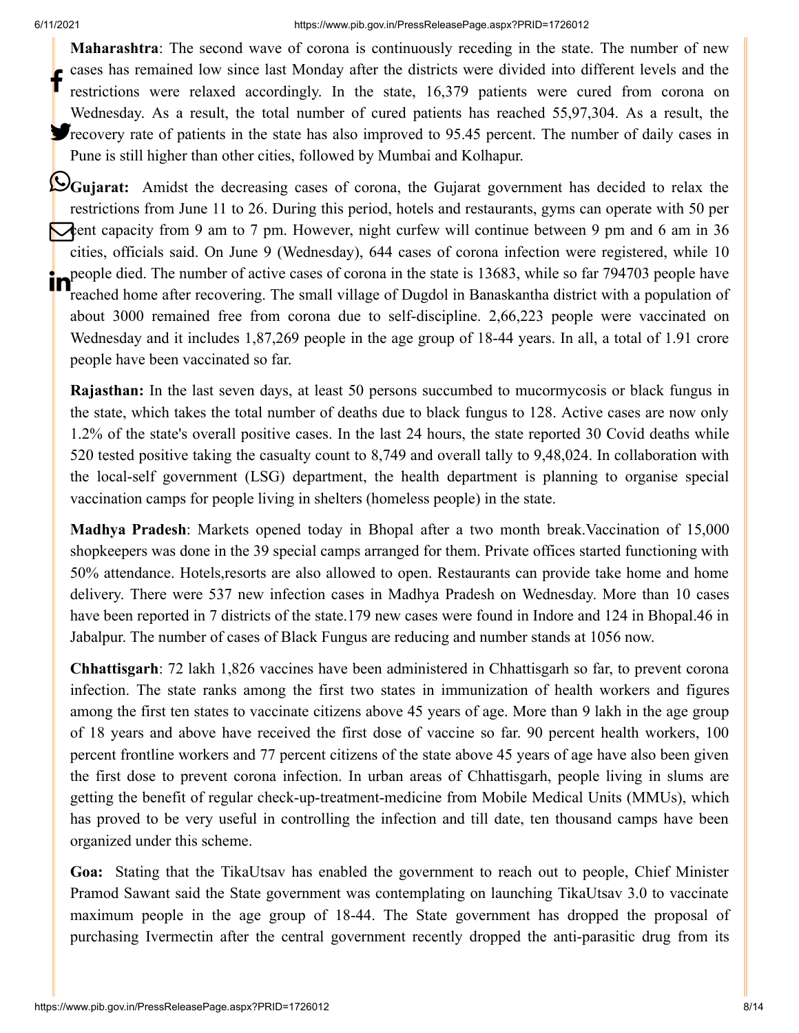**Maharashtra**: The second wave of corona is continuously receding in the state. The number of new cases has remained low since last Monday after the districts were divided into different levels and the restrictions were relaxed accordingly. In the state, 16,379 patients were cured from corona on Wednesday. As a result, the total number of cured patients has reached 55,97,304. As a result, the recovery rate of patients in the state has also improved to 95.45 percent. The number of daily cases in Pune is still higher than other cities, followed by Mumbai and Kolhapur.

**Gujarat:** Amidst the decreasing cases of corona, the Gujarat government has decided to relax the restrictions from June 11 to 26. During this period, hotels and restaurants, gyms can operate with 50 per cent capacity from 9 am to 7 pm. However, night curfew will continue between 9 pm and 6 am in 36 cities, officials said. On June 9 (Wednesday), 644 cases of corona infection were registered, while 10 people died. The number of active cases of corona in the state is 13683, while so far 794703 people have reached home after recovering. The small village of Dugdol in Banaskantha district with a population of about 3000 remained free from corona due to self-discipline. 2,66,223 people were vaccinated on Wednesday and it includes 1,87,269 people in the age group of 18-44 years. In all, a total of 1.91 crore people have been vaccinated so far.

**Rajasthan:** In the last seven days, at least 50 persons succumbed to mucormycosis or black fungus in the state, which takes the total number of deaths due to black fungus to 128. Active cases are now only 1.2% of the state's overall positive cases. In the last 24 hours, the state reported 30 Covid deaths while 520 tested positive taking the casualty count to 8,749 and overall tally to 9,48,024. In collaboration with the local-self government (LSG) department, the health department is planning to organise special vaccination camps for people living in shelters (homeless people) in the state.

**Madhya Pradesh**: Markets opened today in Bhopal after a two month break.Vaccination of 15,000 shopkeepers was done in the 39 special camps arranged for them. Private offices started functioning with 50% attendance. Hotels,resorts are also allowed to open. Restaurants can provide take home and home delivery. There were 537 new infection cases in Madhya Pradesh on Wednesday. More than 10 cases have been reported in 7 districts of the state.179 new cases were found in Indore and 124 in Bhopal.46 in Jabalpur. The number of cases of Black Fungus are reducing and number stands at 1056 now.

**Chhattisgarh**: 72 lakh 1,826 vaccines have been administered in Chhattisgarh so far, to prevent corona infection. The state ranks among the first two states in immunization of health workers and figures among the first ten states to vaccinate citizens above 45 years of age. More than 9 lakh in the age group of 18 years and above have received the first dose of vaccine so far. 90 percent health workers, 100 percent frontline workers and 77 percent citizens of the state above 45 years of age have also been given the first dose to prevent corona infection. In urban areas of Chhattisgarh, people living in slums are getting the benefit of regular check-up-treatment-medicine from Mobile Medical Units (MMUs), which has proved to be very useful in controlling the infection and till date, ten thousand camps have been organized under this scheme.

**Goa:** Stating that the TikaUtsav has enabled the government to reach out to people, Chief Minister Pramod Sawant said the State government was contemplating on launching TikaUtsav 3.0 to vaccinate maximum people in the age group of 18-44. The State government has dropped the proposal of purchasing Ivermectin after the central government recently dropped the anti-parasitic drug from its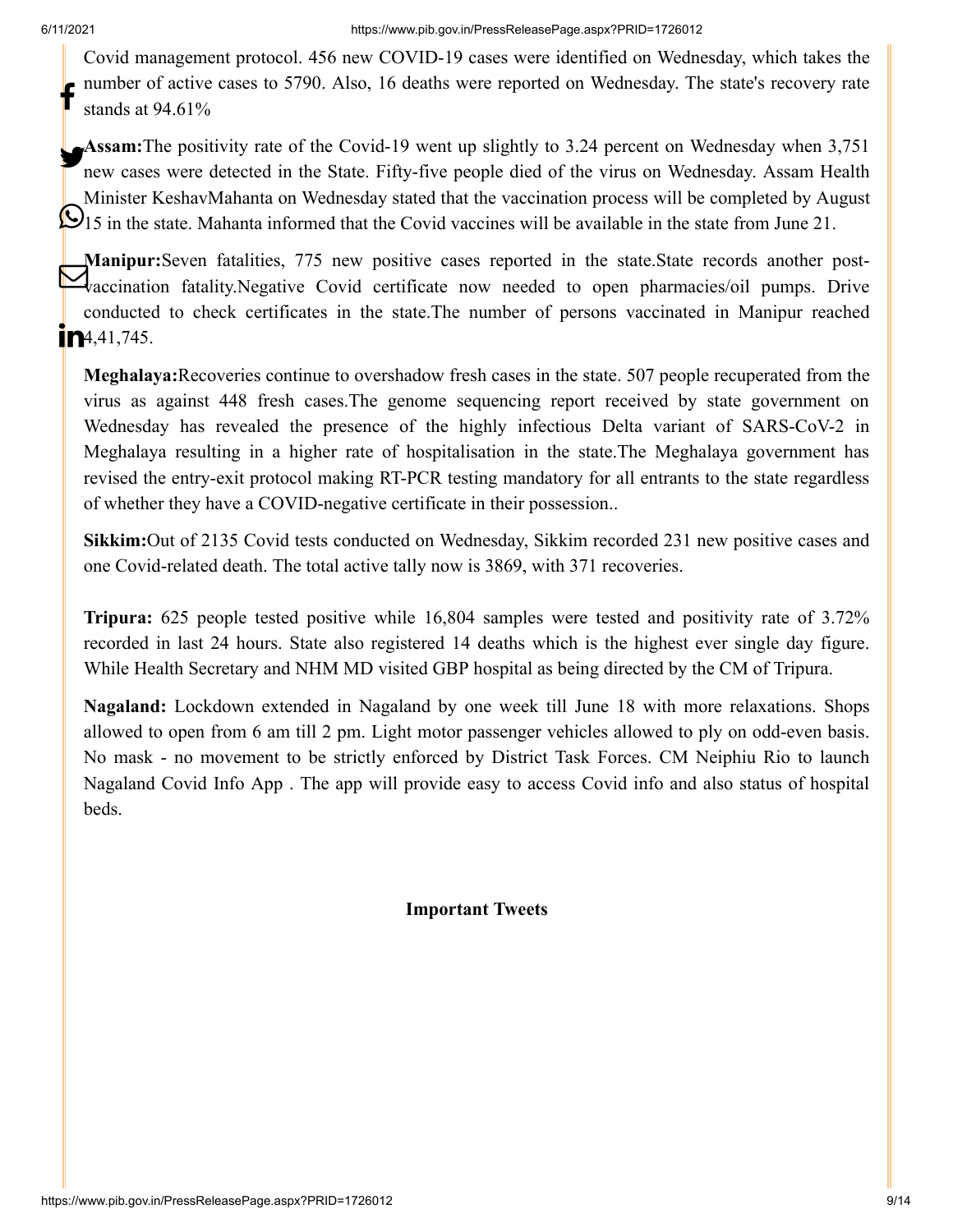Covid management protocol. 456 new COVID-19 cases were identified on Wednesday, which takes the number of active cases to 5790. Also, 16 deaths were reported on Wednesday. The state's recovery rate stands at 94.61%

**Assam:**The positivity rate of the Covid-19 went up slightly to 3.24 percent on Wednesday when 3,751 new cases were detected in the State. Fifty-five people died of the virus on Wednesday. Assam Health Minister KeshavMahanta on Wednesday stated that the vaccination process will be completed by August 15 in the state. Mahanta informed that the Covid vaccines will be available in the state from June 21.

**Manipur:**Seven fatalities, 775 new positive cases reported in the state.State records another post-vaccination fatality.Negative Covid certificate now needed to open pharmacies/oil pumps. Drive conducted to check certificates in the state.The number of persons vaccinated in Manipur reached 4,41,745.

**Meghalaya:**Recoveries continue to overshadow fresh cases in the state. 507 people recuperated from the virus as against 448 fresh cases.The genome sequencing report received by state government on Wednesday has revealed the presence of the highly infectious Delta variant of SARS-CoV-2 in Meghalaya resulting in a higher rate of hospitalisation in the state.The Meghalaya government has revised the entry-exit protocol making RT-PCR testing mandatory for all entrants to the state regardless of whether they have a COVID-negative certificate in their possession..

**Sikkim:**Out of 2135 Covid tests conducted on Wednesday, Sikkim recorded 231 new positive cases and one Covid-related death. The total active tally now is 3869, with 371 recoveries.

**Tripura:** 625 people tested positive while 16,804 samples were tested and positivity rate of 3.72% recorded in last 24 hours. State also registered 14 deaths which is the highest ever single day figure. While Health Secretary and NHM MD visited GBP hospital as being directed by the CM of Tripura.

**Nagaland:** Lockdown extended in Nagaland by one week till June 18 with more relaxations. Shops allowed to open from 6 am till 2 pm. Light motor passenger vehicles allowed to ply on odd-even basis. No mask - no movement to be strictly enforced by District Task Forces. CM Neiphiu Rio to launch Nagaland Covid Info App . The app will provide easy to access Covid info and also status of hospital beds.

**Important Tweets**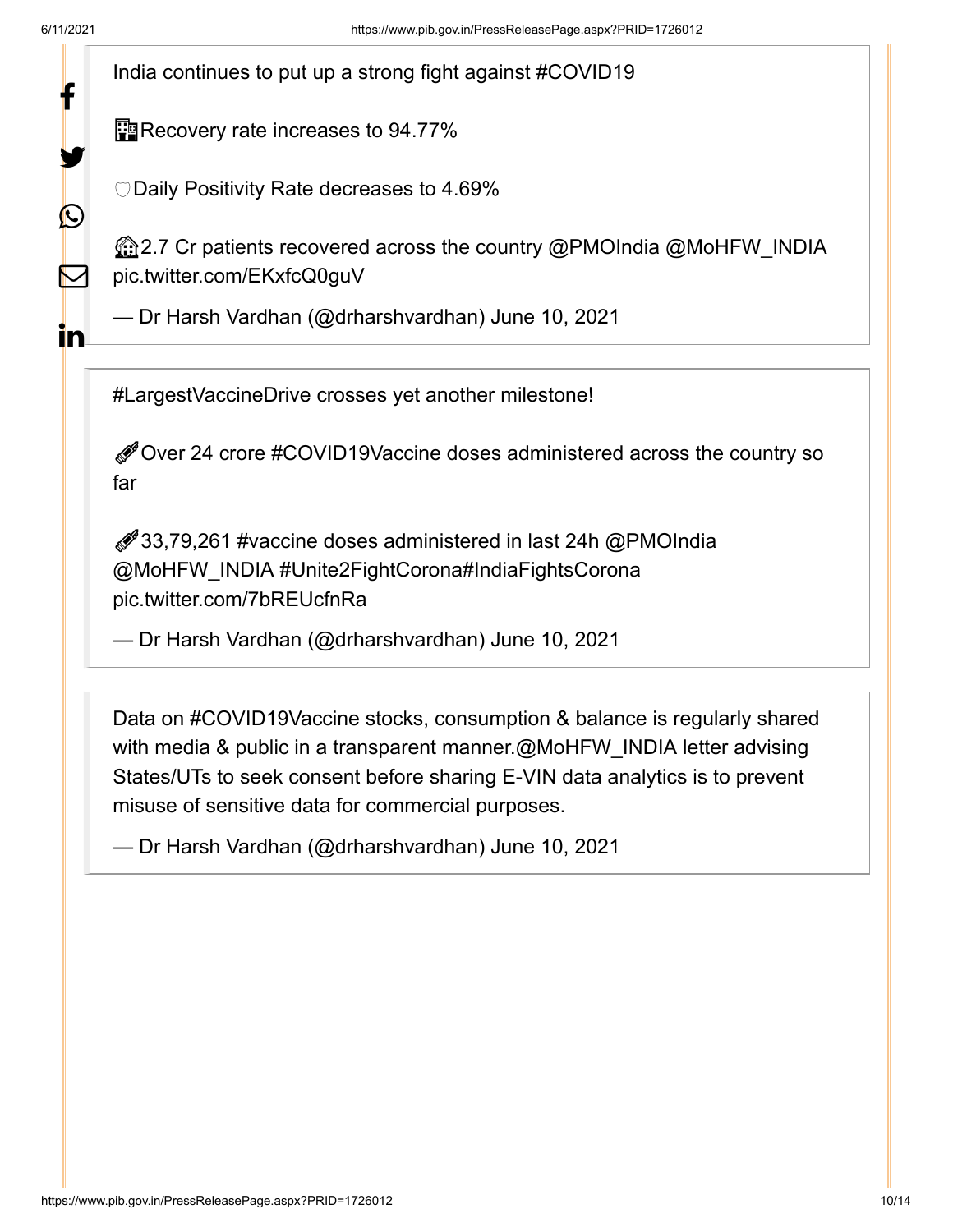> India continues to put up a strong fight against #COVID19
>
> 🏥Recovery rate increases to 94.77%
>
> 🛡Daily Positivity Rate decreases to 4.69%
>
> 🏡2.7 Cr patients recovered across the country @PMOIndia @MoHFW_INDIA pic.twitter.com/EKxfcQ0guV
>
> — Dr Harsh Vardhan (@drharshvardhan) June 10, 2021

> #LargestVaccineDrive crosses yet another milestone!
>
> 💉Over 24 crore #COVID19Vaccine doses administered across the country so far
>
> 💉33,79,261 #vaccine doses administered in last 24h @PMOIndia @MoHFW_INDIA #Unite2FightCorona#IndiaFightsCorona pic.twitter.com/7bREUcfnRa
>
> — Dr Harsh Vardhan (@drharshvardhan) June 10, 2021

> Data on #COVID19Vaccine stocks, consumption & balance is regularly shared with media & public in a transparent manner.@MoHFW_INDIA letter advising States/UTs to seek consent before sharing E-VIN data analytics is to prevent misuse of sensitive data for commercial purposes.
>
> — Dr Harsh Vardhan (@drharshvardhan) June 10, 2021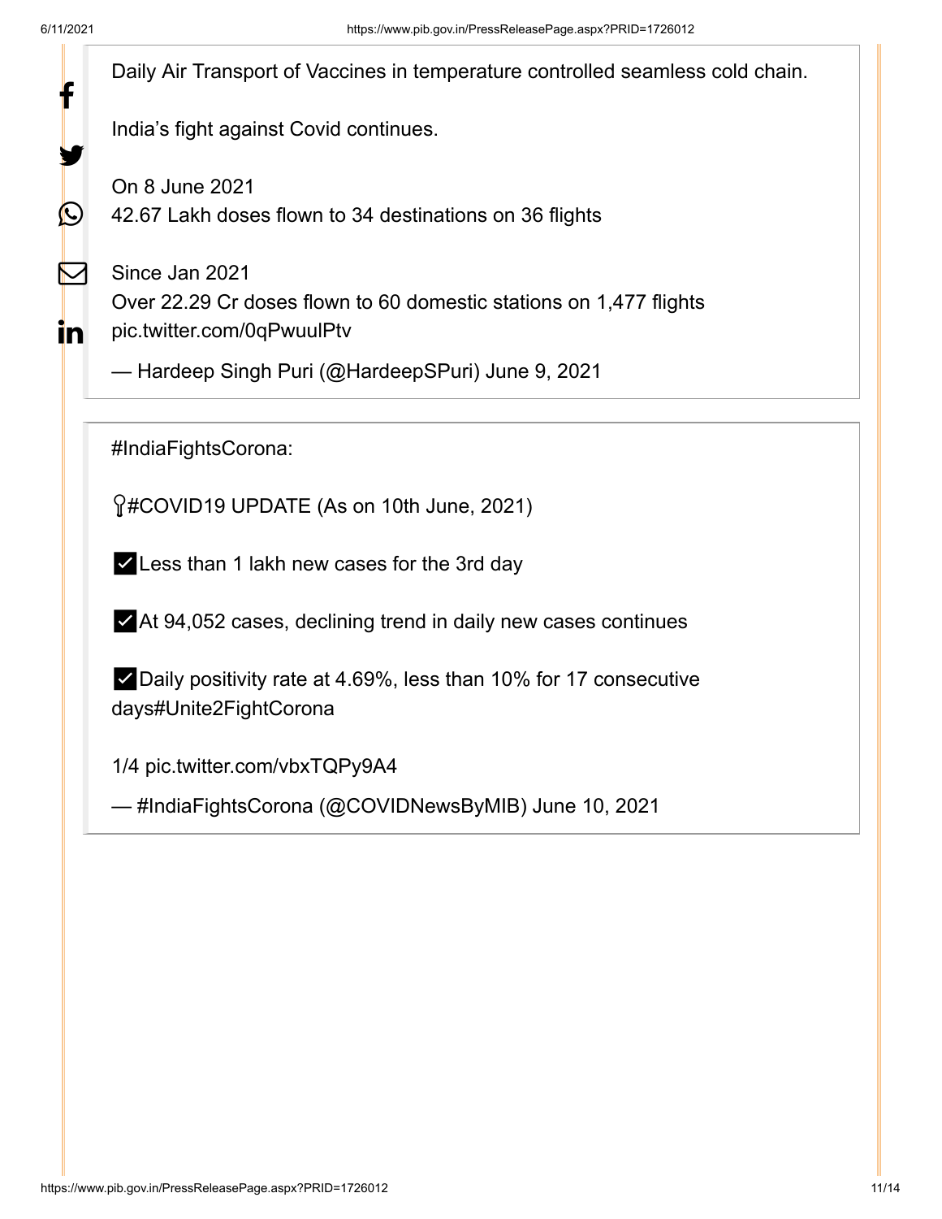Daily Air Transport of Vaccines in temperature controlled seamless cold chain.

India's fight against Covid continues.

On 8 June 2021
42.67 Lakh doses flown to 34 destinations on 36 flights

Since Jan 2021
Over 22.29 Cr doses flown to 60 domestic stations on 1,477 flights
pic.twitter.com/0qPwuulPtv

— Hardeep Singh Puri (@HardeepSPuri) June 9, 2021

#IndiaFightsCorona:

#COVID19 UPDATE (As on 10th June, 2021)

✅Less than 1 lakh new cases for the 3rd day

✅At 94,052 cases, declining trend in daily new cases continues

✅Daily positivity rate at 4.69%, less than 10% for 17 consecutive days#Unite2FightCorona

1/4 pic.twitter.com/vbxTQPy9A4

— #IndiaFightsCorona (@COVIDNewsByMIB) June 10, 2021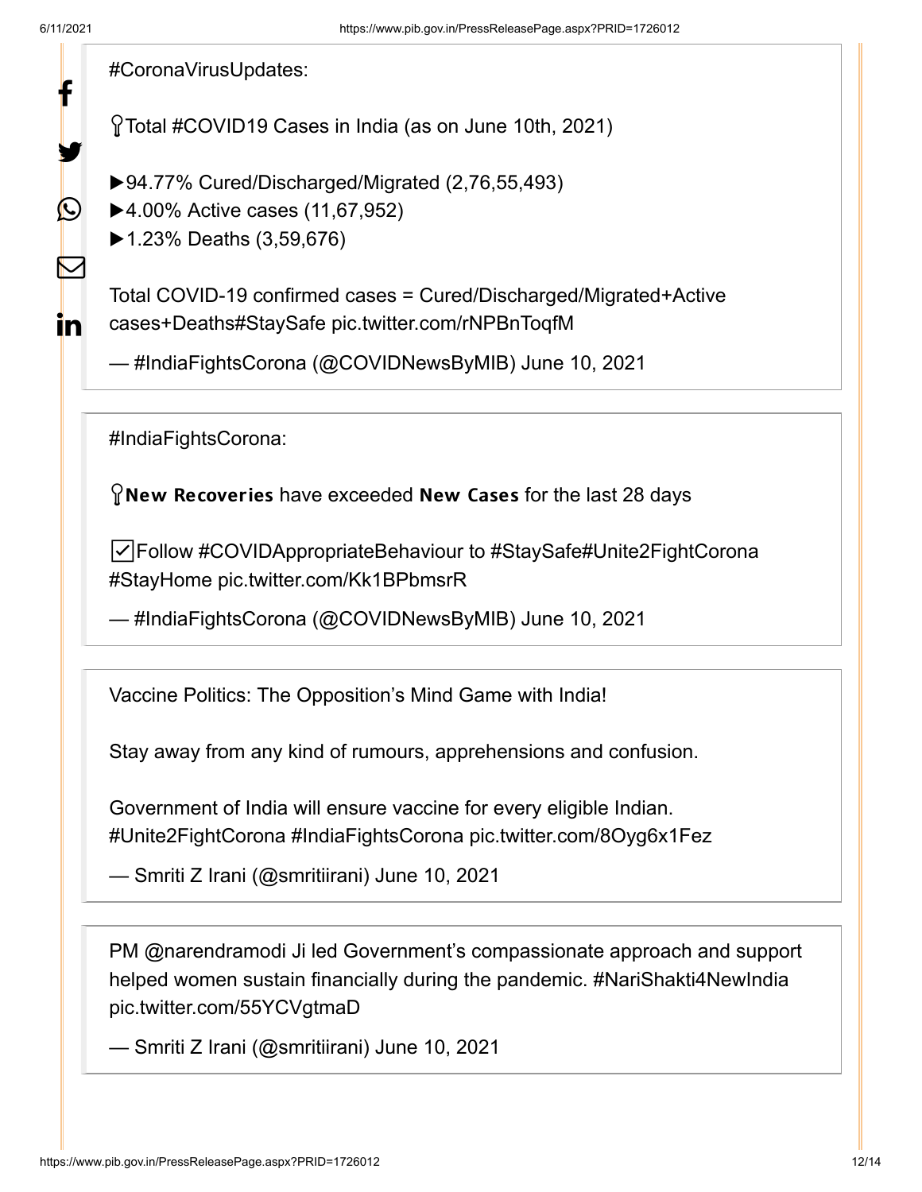#CoronaVirusUpdates:

Total #COVID19 Cases in India (as on June 10th, 2021)

▶94.77% Cured/Discharged/Migrated (2,76,55,493)
▶4.00% Active cases (11,67,952)
▶1.23% Deaths (3,59,676)

Total COVID-19 confirmed cases = Cured/Discharged/Migrated+Active cases+Deaths#StaySafe pic.twitter.com/rNPBnToqfM

— #IndiaFightsCorona (@COVIDNewsByMIB) June 10, 2021

#IndiaFightsCorona:

**New Recoveries** have exceeded **New Cases** for the last 28 days

☑Follow #COVIDAppropriateBehaviour to #StaySafe#Unite2FightCorona #StayHome pic.twitter.com/Kk1BPbmsrR

— #IndiaFightsCorona (@COVIDNewsByMIB) June 10, 2021

Vaccine Politics: The Opposition's Mind Game with India!

Stay away from any kind of rumours, apprehensions and confusion.

Government of India will ensure vaccine for every eligible Indian. #Unite2FightCorona #IndiaFightsCorona pic.twitter.com/8Oyg6x1Fez

— Smriti Z Irani (@smritiirani) June 10, 2021

PM @narendramodi Ji led Government's compassionate approach and support helped women sustain financially during the pandemic. #NariShakti4NewIndia pic.twitter.com/55YCVgtmaD

— Smriti Z Irani (@smritiirani) June 10, 2021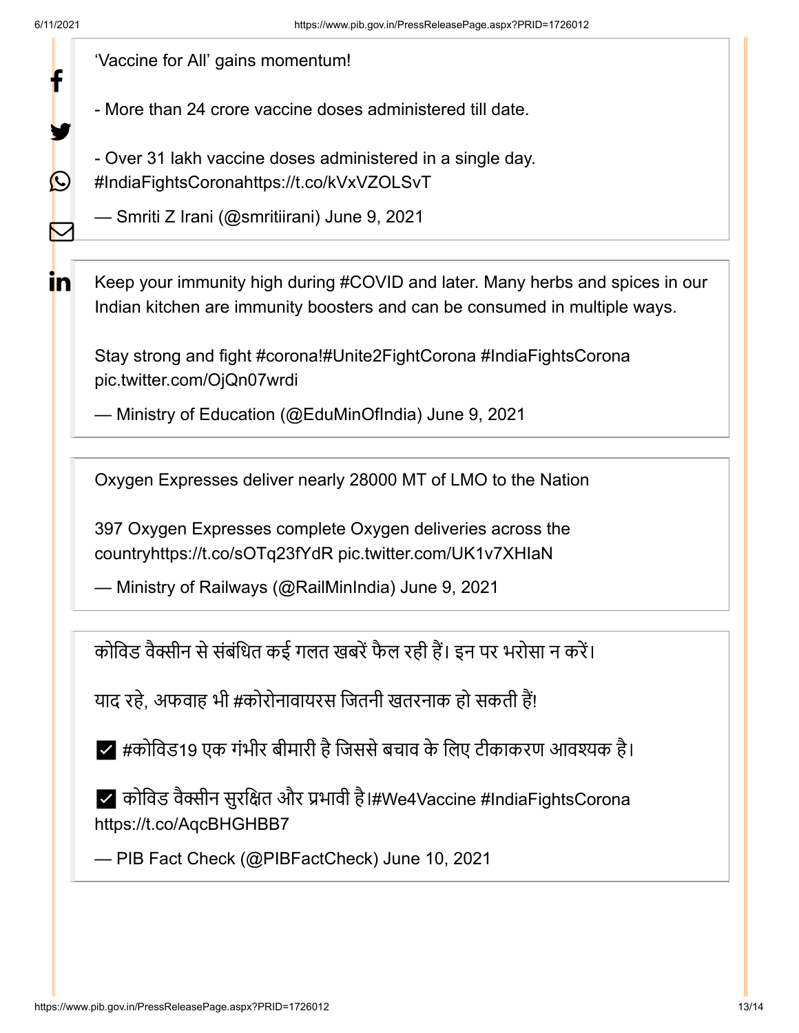'Vaccine for All' gains momentum!

- More than 24 crore vaccine doses administered till date.

- Over 31 lakh vaccine doses administered in a single day. #IndiaFightsCoronahttps://t.co/kVxVZOLSvT

— Smriti Z Irani (@smritiirani) June 9, 2021

Keep your immunity high during #COVID and later. Many herbs and spices in our Indian kitchen are immunity boosters and can be consumed in multiple ways.

Stay strong and fight #corona!#Unite2FightCorona #IndiaFightsCorona pic.twitter.com/OjQn07wrdi

— Ministry of Education (@EduMinOfIndia) June 9, 2021

Oxygen Expresses deliver nearly 28000 MT of LMO to the Nation

397 Oxygen Expresses complete Oxygen deliveries across the countryhttps://t.co/sOTq23fYdR pic.twitter.com/UK1v7XHIaN

— Ministry of Railways (@RailMinIndia) June 9, 2021

कोविड वैक्सीन से संबंधित कई गलत खबरें फैल रही हैं। इन पर भरोसा न करें।

याद रहे, अफवाह भी #कोरोनावायरस जितनी खतरनाक हो सकती हैं!

✅ #कोविड19 एक गंभीर बीमारी है जिससे बचाव के लिए टीकाकरण आवश्यक है।

✅ कोविड वैक्सीन सुरक्षित और प्रभावी है।#We4Vaccine #IndiaFightsCorona https://t.co/AqcBHGHBB7

— PIB Fact Check (@PIBFactCheck) June 10, 2021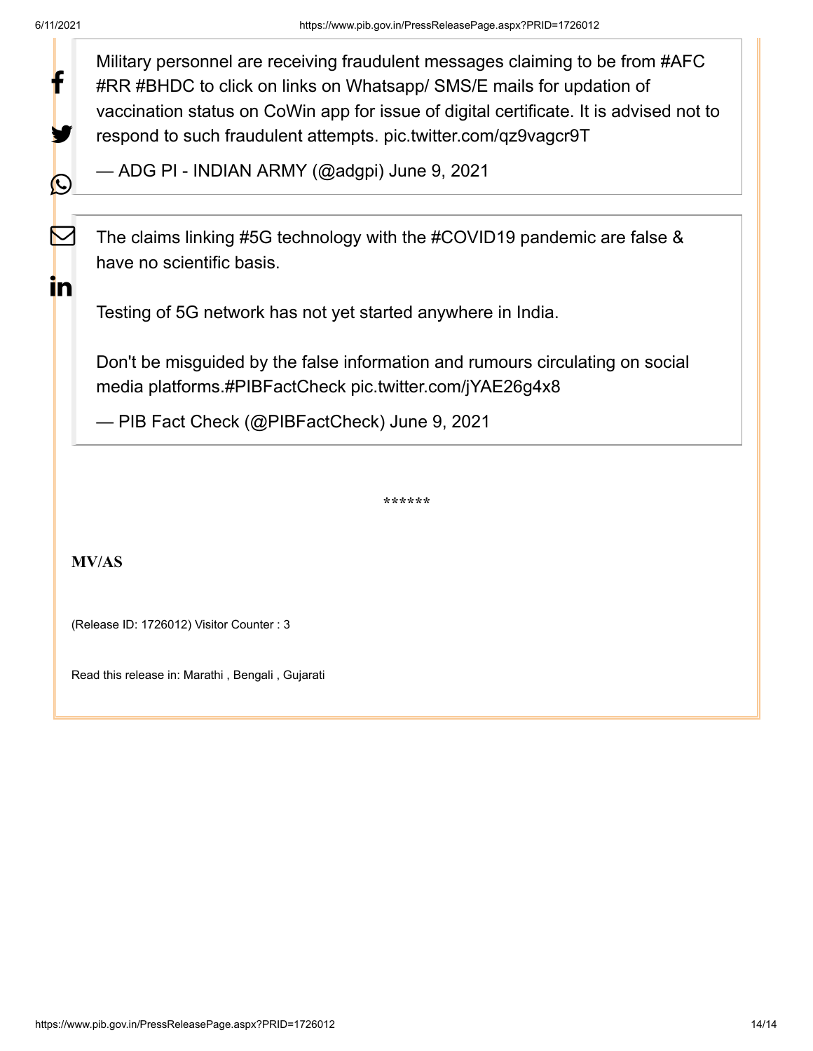> Military personnel are receiving fraudulent messages claiming to be from #AFC #RR #BHDC to click on links on Whatsapp/ SMS/E mails for updation of vaccination status on CoWin app for issue of digital certificate. It is advised not to respond to such fraudulent attempts. pic.twitter.com/qz9vagcr9T
>
> — ADG PI - INDIAN ARMY (@adgpi) June 9, 2021

> The claims linking #5G technology with the #COVID19 pandemic are false & have no scientific basis.
>
> Testing of 5G network has not yet started anywhere in India.
>
> Don't be misguided by the false information and rumours circulating on social media platforms.#PIBFactCheck pic.twitter.com/jYAE26g4x8
>
> — PIB Fact Check (@PIBFactCheck) June 9, 2021

******

**MV/AS**

(Release ID: 1726012) Visitor Counter : 3

Read this release in: Marathi , Bengali , Gujarati